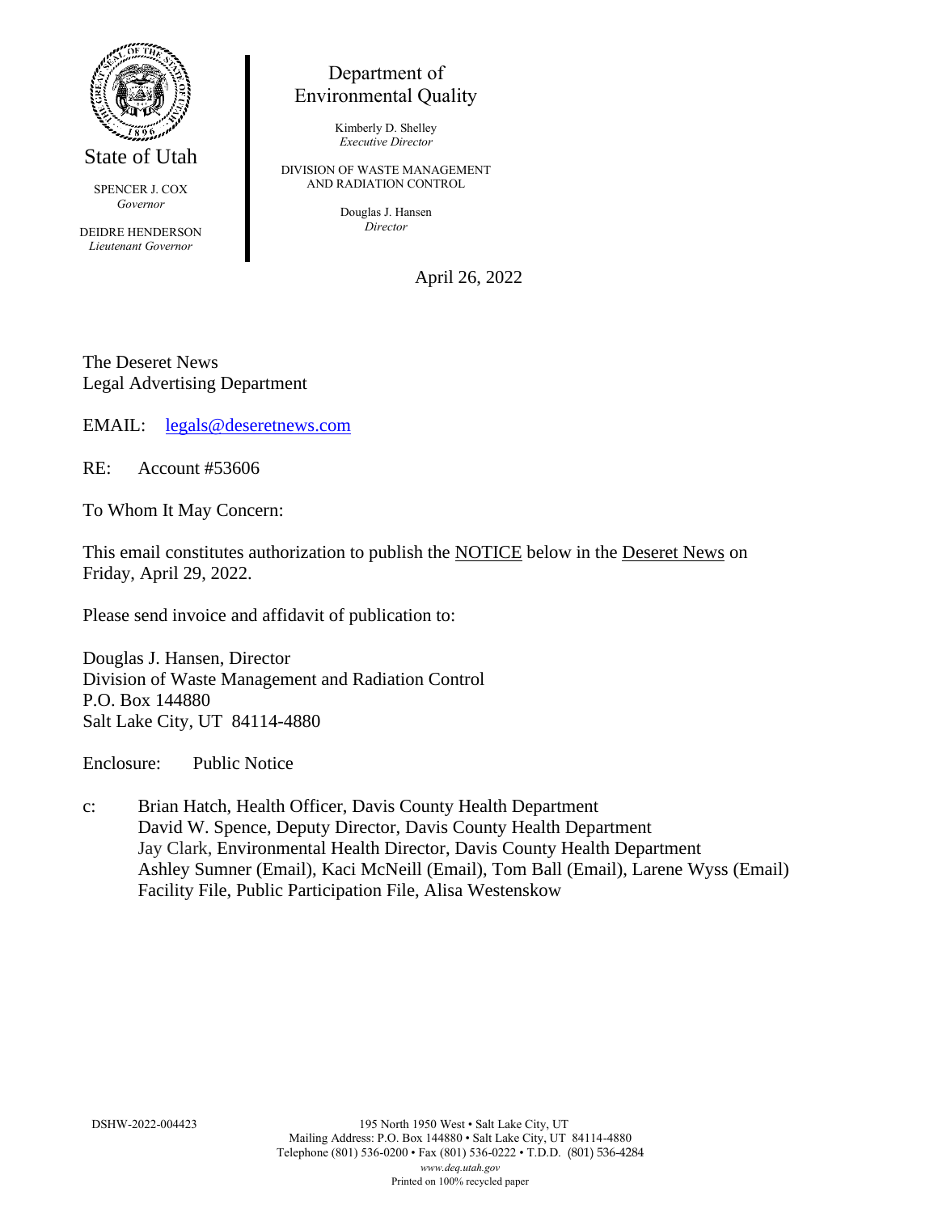State of Utah

SPENCER J. COX
*Governor*

DEIDRE HENDERSON
*Lieutenant Governor*

Department of Environmental Quality

Kimberly D. Shelley
*Executive Director*

DIVISION OF WASTE MANAGEMENT AND RADIATION CONTROL

Douglas J. Hansen
*Director*

April 26, 2022

The Deseret News
Legal Advertising Department

EMAIL: legals@deseretnews.com

RE: Account #53606

To Whom It May Concern:

This email constitutes authorization to publish the NOTICE below in the Deseret News on Friday, April 29, 2022.

Please send invoice and affidavit of publication to:

Douglas J. Hansen, Director
Division of Waste Management and Radiation Control
P.O. Box 144880
Salt Lake City, UT 84114-4880

Enclosure: Public Notice

c: Brian Hatch, Health Officer, Davis County Health Department
David W. Spence, Deputy Director, Davis County Health Department
Jay Clark, Environmental Health Director, Davis County Health Department
Ashley Sumner (Email), Kaci McNeill (Email), Tom Ball (Email), Larene Wyss (Email)
Facility File, Public Participation File, Alisa Westenskow

DSHW-2022-004423

195 North 1950 West • Salt Lake City, UT
Mailing Address: P.O. Box 144880 • Salt Lake City, UT 84114-4880
Telephone (801) 536-0200 • Fax (801) 536-0222 • T.D.D. (801) 536-4284
*www.deq.utah.gov*
Printed on 100% recycled paper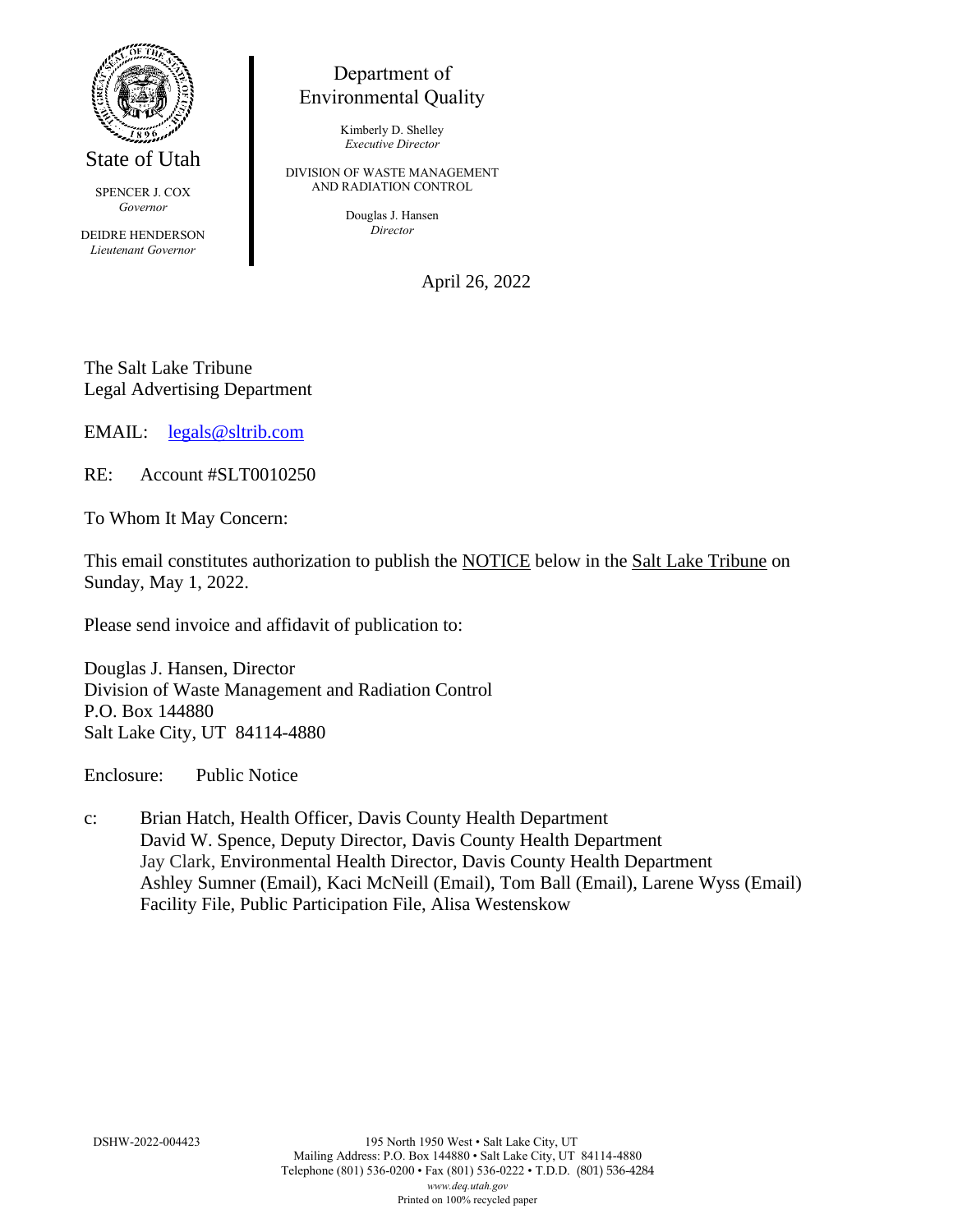State of Utah

SPENCER J. COX
*Governor*

DEIDRE HENDERSON
*Lieutenant Governor*

Department of
Environmental Quality

Kimberly D. Shelley
*Executive Director*

DIVISION OF WASTE MANAGEMENT
AND RADIATION CONTROL

Douglas J. Hansen
*Director*

April 26, 2022

The Salt Lake Tribune
Legal Advertising Department

EMAIL: legals@sltrib.com

RE: Account #SLT0010250

To Whom It May Concern:

This email constitutes authorization to publish the NOTICE below in the Salt Lake Tribune on Sunday, May 1, 2022.

Please send invoice and affidavit of publication to:

Douglas J. Hansen, Director
Division of Waste Management and Radiation Control
P.O. Box 144880
Salt Lake City, UT 84114-4880

Enclosure: Public Notice

c: Brian Hatch, Health Officer, Davis County Health Department
David W. Spence, Deputy Director, Davis County Health Department
Jay Clark, Environmental Health Director, Davis County Health Department
Ashley Sumner (Email), Kaci McNeill (Email), Tom Ball (Email), Larene Wyss (Email)
Facility File, Public Participation File, Alisa Westenskow

DSHW-2022-004423

195 North 1950 West • Salt Lake City, UT
Mailing Address: P.O. Box 144880 • Salt Lake City, UT 84114-4880
Telephone (801) 536-0200 • Fax (801) 536-0222 • T.D.D. (801) 536-4284
*www.deq.utah.gov*
Printed on 100% recycled paper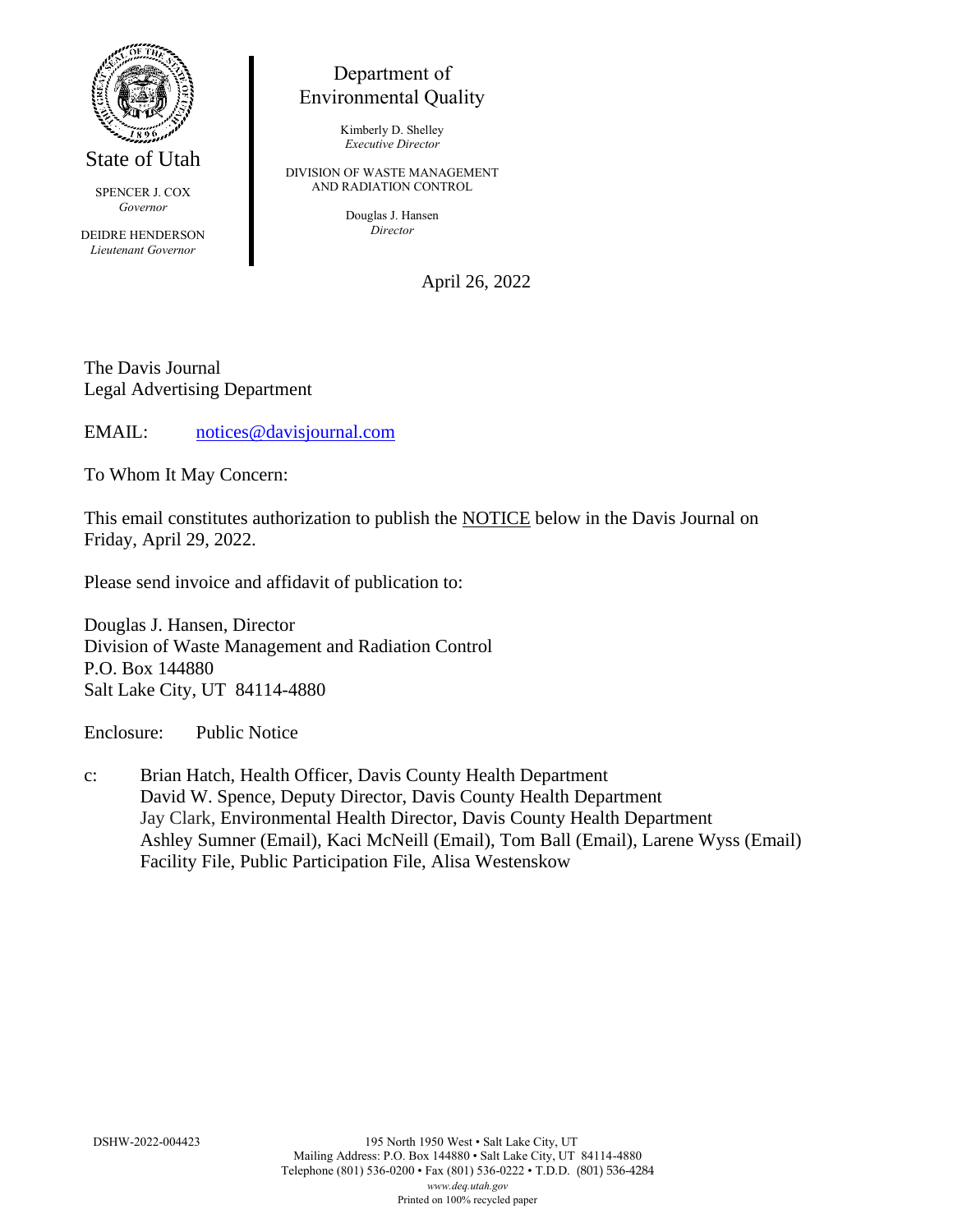State of Utah

SPENCER J. COX
*Governor*

DEIDRE HENDERSON
*Lieutenant Governor*

Department of
Environmental Quality

Kimberly D. Shelley
*Executive Director*

DIVISION OF WASTE MANAGEMENT
AND RADIATION CONTROL

Douglas J. Hansen
*Director*

April 26, 2022

The Davis Journal
Legal Advertising Department

EMAIL: notices@davisjournal.com

To Whom It May Concern:

This email constitutes authorization to publish the NOTICE below in the Davis Journal on Friday, April 29, 2022.

Please send invoice and affidavit of publication to:

Douglas J. Hansen, Director
Division of Waste Management and Radiation Control
P.O. Box 144880
Salt Lake City, UT 84114-4880

Enclosure: Public Notice

c: Brian Hatch, Health Officer, Davis County Health Department
David W. Spence, Deputy Director, Davis County Health Department
Jay Clark, Environmental Health Director, Davis County Health Department
Ashley Sumner (Email), Kaci McNeill (Email), Tom Ball (Email), Larene Wyss (Email)
Facility File, Public Participation File, Alisa Westenskow

DSHW-2022-004423

195 North 1950 West • Salt Lake City, UT
Mailing Address: P.O. Box 144880 • Salt Lake City, UT 84114-4880
Telephone (801) 536-0200 • Fax (801) 536-0222 • T.D.D. (801) 536-4284
*www.deq.utah.gov*
Printed on 100% recycled paper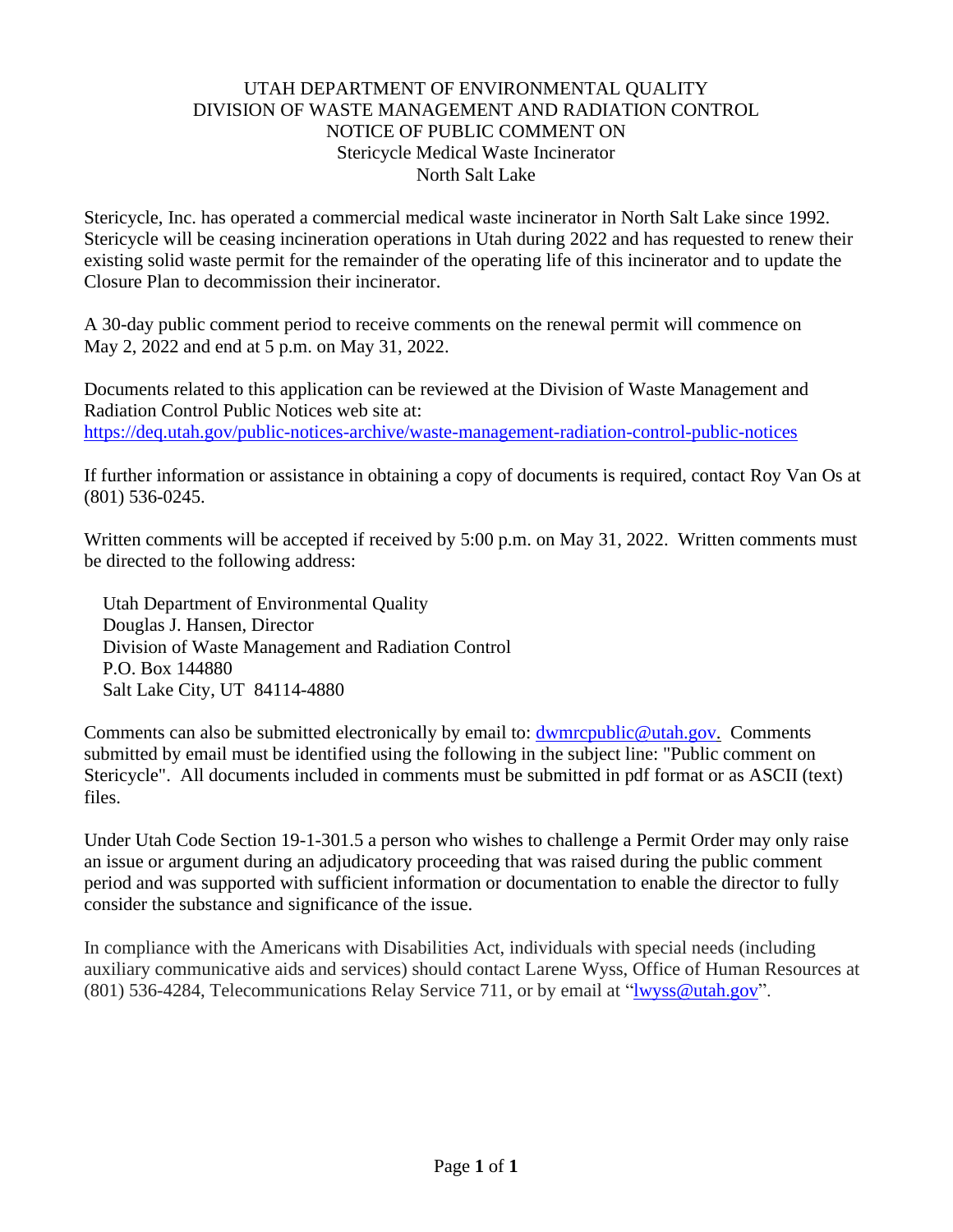# UTAH DEPARTMENT OF ENVIRONMENTAL QUALITY
# DIVISION OF WASTE MANAGEMENT AND RADIATION CONTROL
# NOTICE OF PUBLIC COMMENT ON
## Stericycle Medical Waste Incinerator
## North Salt Lake

Stericycle, Inc. has operated a commercial medical waste incinerator in North Salt Lake since 1992. Stericycle will be ceasing incineration operations in Utah during 2022 and has requested to renew their existing solid waste permit for the remainder of the operating life of this incinerator and to update the Closure Plan to decommission their incinerator.

A 30-day public comment period to receive comments on the renewal permit will commence on May 2, 2022 and end at 5 p.m. on May 31, 2022.

Documents related to this application can be reviewed at the Division of Waste Management and Radiation Control Public Notices web site at: https://deq.utah.gov/public-notices-archive/waste-management-radiation-control-public-notices

If further information or assistance in obtaining a copy of documents is required, contact Roy Van Os at (801) 536-0245.

Written comments will be accepted if received by 5:00 p.m. on May 31, 2022. Written comments must be directed to the following address:

Utah Department of Environmental Quality
Douglas J. Hansen, Director
Division of Waste Management and Radiation Control
P.O. Box 144880
Salt Lake City, UT 84114-4880

Comments can also be submitted electronically by email to: dwmrcpublic@utah.gov. Comments submitted by email must be identified using the following in the subject line: "Public comment on Stericycle". All documents included in comments must be submitted in pdf format or as ASCII (text) files.

Under Utah Code Section 19-1-301.5 a person who wishes to challenge a Permit Order may only raise an issue or argument during an adjudicatory proceeding that was raised during the public comment period and was supported with sufficient information or documentation to enable the director to fully consider the substance and significance of the issue.

In compliance with the Americans with Disabilities Act, individuals with special needs (including auxiliary communicative aids and services) should contact Larene Wyss, Office of Human Resources at (801) 536-4284, Telecommunications Relay Service 711, or by email at "lwyss@utah.gov".